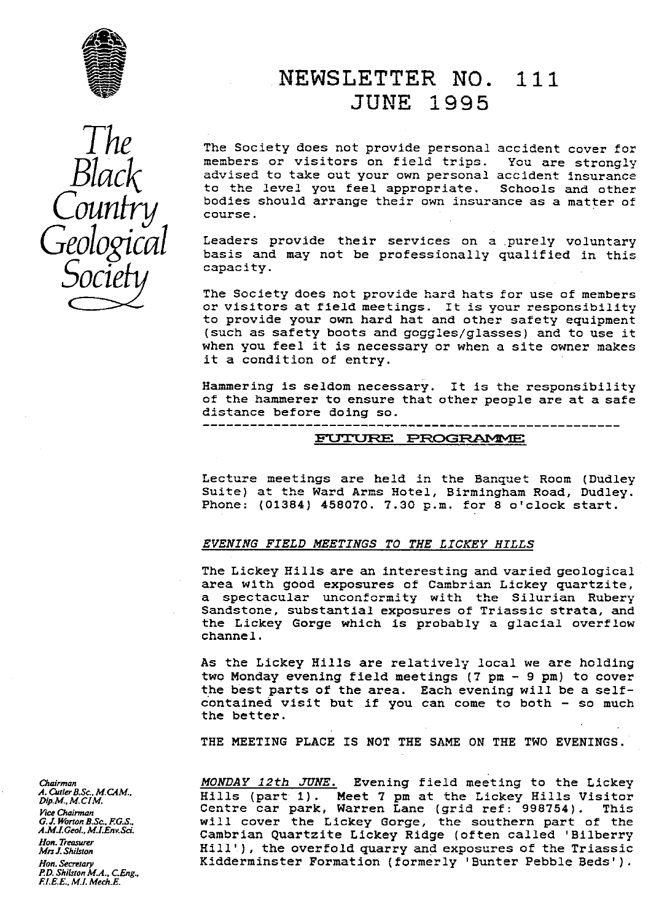# The Black Country Geological Society

# NEWSLETTER NO. 111
## JUNE 1995

The Society does not provide personal accident cover for members or visitors on field trips. You are strongly advised to take out your own personal accident insurance to the level you feel appropriate. Schools and other bodies should arrange their own insurance as a matter of course.

Leaders provide their services on a purely voluntary basis and may not be professionally qualified in this capacity.

The Society does not provide hard hats for use of members or visitors at field meetings. It is your responsibility to provide your own hard hat and other safety equipment (such as safety boots and goggles/glasses) and to use it when you feel it is necessary or when a site owner makes it a condition of entry.

Hammering is seldom necessary. It is the responsibility of the hammerer to ensure that other people are at a safe distance before doing so.

---

## FUTURE PROGRAMME

Lecture meetings are held in the Banquet Room (Dudley Suite) at the Ward Arms Hotel, Birmingham Road, Dudley. Phone: (01384) 458070. 7.30 p.m. for 8 o'clock start.

### *EVENING FIELD MEETINGS TO THE LICKEY HILLS*

The Lickey Hills are an interesting and varied geological area with good exposures of Cambrian Lickey quartzite, a spectacular unconformity with the Silurian Rubery Sandstone, substantial exposures of Triassic strata, and the Lickey Gorge which is probably a glacial overflow channel.

As the Lickey Hills are relatively local we are holding two Monday evening field meetings (7 pm - 9 pm) to cover the best parts of the area. Each evening will be a self-contained visit but if you can come to both - so much the better.

THE MEETING PLACE IS NOT THE SAME ON THE TWO EVENINGS.

*MONDAY 12th JUNE.* Evening field meeting to the Lickey Hills (part 1). Meet 7 pm at the Lickey Hills Visitor Centre car park, Warren Lane (grid ref: 998754). This will cover the Lickey Gorge, the southern part of the Cambrian Quartzite Lickey Ridge (often called 'Bilberry Hill'), the overfold quarry and exposures of the Triassic Kidderminster Formation (formerly 'Bunter Pebble Beds').

*Chairman*
A. Cutler B.Sc., M.CAM., Dip.M., M.CIM.

*Vice Chairman*
G.J. Worton B.Sc., F.G.S., A.M.I.Geol., M.I.Env.Sci.

*Hon. Treasurer*
Mrs J. Shilston

*Hon. Secretary*
P.D. Shilston M.A., C.Eng., F.I.E.E., M.I. Mech.E.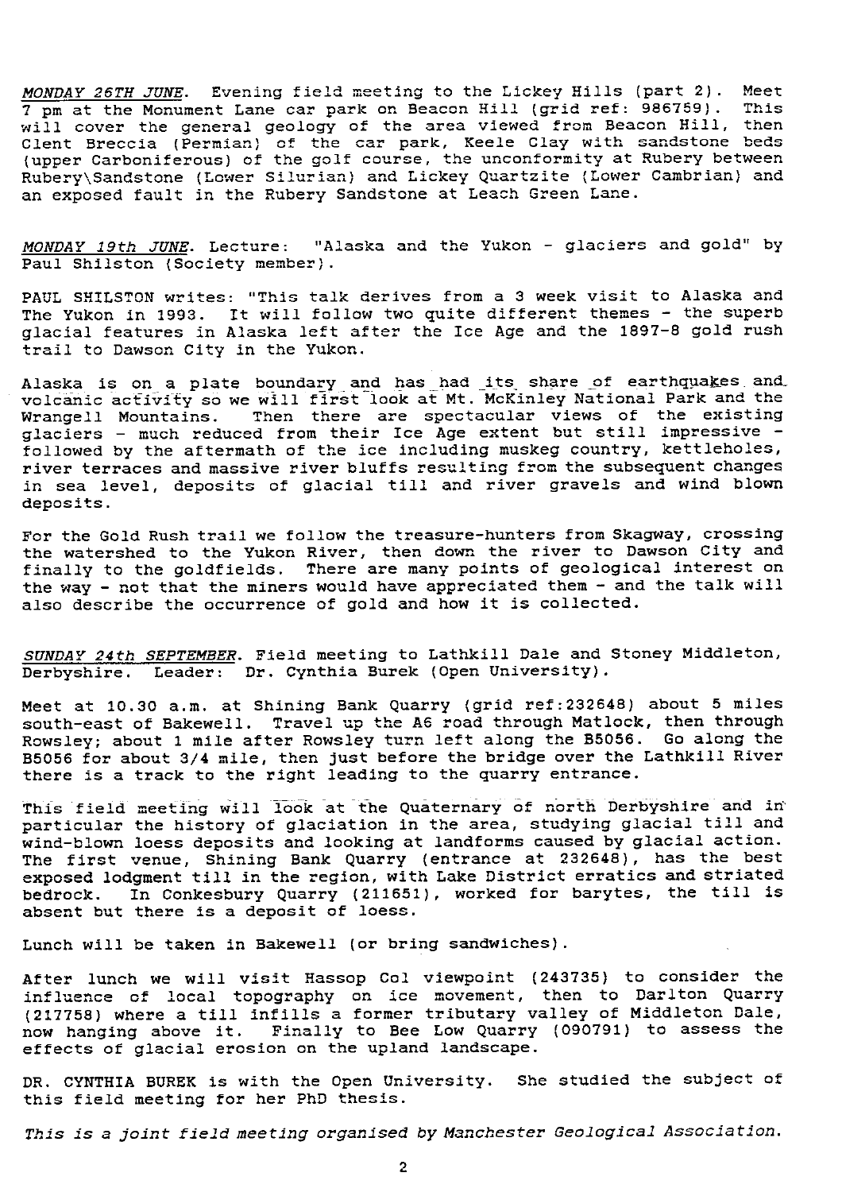*MONDAY 26TH JUNE*. Evening field meeting to the Lickey Hills (part 2). Meet 7 pm at the Monument Lane car park on Beacon Hill (grid ref: 986759). This will cover the general geology of the area viewed from Beacon Hill, then Clent Breccia (Permian) of the car park, Keele Clay with sandstone beds (upper Carboniferous) of the golf course, the unconformity at Rubery between Rubery\Sandstone (Lower Silurian) and Lickey Quartzite (Lower Cambrian) and an exposed fault in the Rubery Sandstone at Leach Green Lane.

*MONDAY 19th JUNE*. Lecture: "Alaska and the Yukon - glaciers and gold" by Paul Shilston (Society member).

PAUL SHILSTON writes: "This talk derives from a 3 week visit to Alaska and The Yukon in 1993. It will follow two quite different themes - the superb glacial features in Alaska left after the Ice Age and the 1897-8 gold rush trail to Dawson City in the Yukon.

Alaska is on a plate boundary and has had its share of earthquakes and volcanic activity so we will first look at Mt. McKinley National Park and the Wrangell Mountains. Then there are spectacular views of the existing glaciers - much reduced from their Ice Age extent but still impressive - followed by the aftermath of the ice including muskeg country, kettleholes, river terraces and massive river bluffs resulting from the subsequent changes in sea level, deposits of glacial till and river gravels and wind blown deposits.

For the Gold Rush trail we follow the treasure-hunters from Skagway, crossing the watershed to the Yukon River, then down the river to Dawson City and finally to the goldfields. There are many points of geological interest on the way - not that the miners would have appreciated them - and the talk will also describe the occurrence of gold and how it is collected.

*SUNDAY 24th SEPTEMBER*. Field meeting to Lathkill Dale and Stoney Middleton, Derbyshire. Leader: Dr. Cynthia Burek (Open University).

Meet at 10.30 a.m. at Shining Bank Quarry (grid ref:232648) about 5 miles south-east of Bakewell. Travel up the A6 road through Matlock, then through Rowsley; about 1 mile after Rowsley turn left along the B5056. Go along the B5056 for about 3/4 mile, then just before the bridge over the Lathkill River there is a track to the right leading to the quarry entrance.

This field meeting will look at the Quaternary of north Derbyshire and in particular the history of glaciation in the area, studying glacial till and wind-blown loess deposits and looking at landforms caused by glacial action. The first venue, Shining Bank Quarry (entrance at 232648), has the best exposed lodgment till in the region, with Lake District erratics and striated bedrock. In Conkesbury Quarry (211651), worked for barytes, the till is absent but there is a deposit of loess.

Lunch will be taken in Bakewell (or bring sandwiches).

After lunch we will visit Hassop Col viewpoint (243735) to consider the influence of local topography on ice movement, then to Darlton Quarry (217758) where a till infills a former tributary valley of Middleton Dale, now hanging above it. Finally to Bee Low Quarry (090791) to assess the effects of glacial erosion on the upland landscape.

DR. CYNTHIA BUREK is with the Open University. She studied the subject of this field meeting for her PhD thesis.

*This is a joint field meeting organised by Manchester Geological Association.*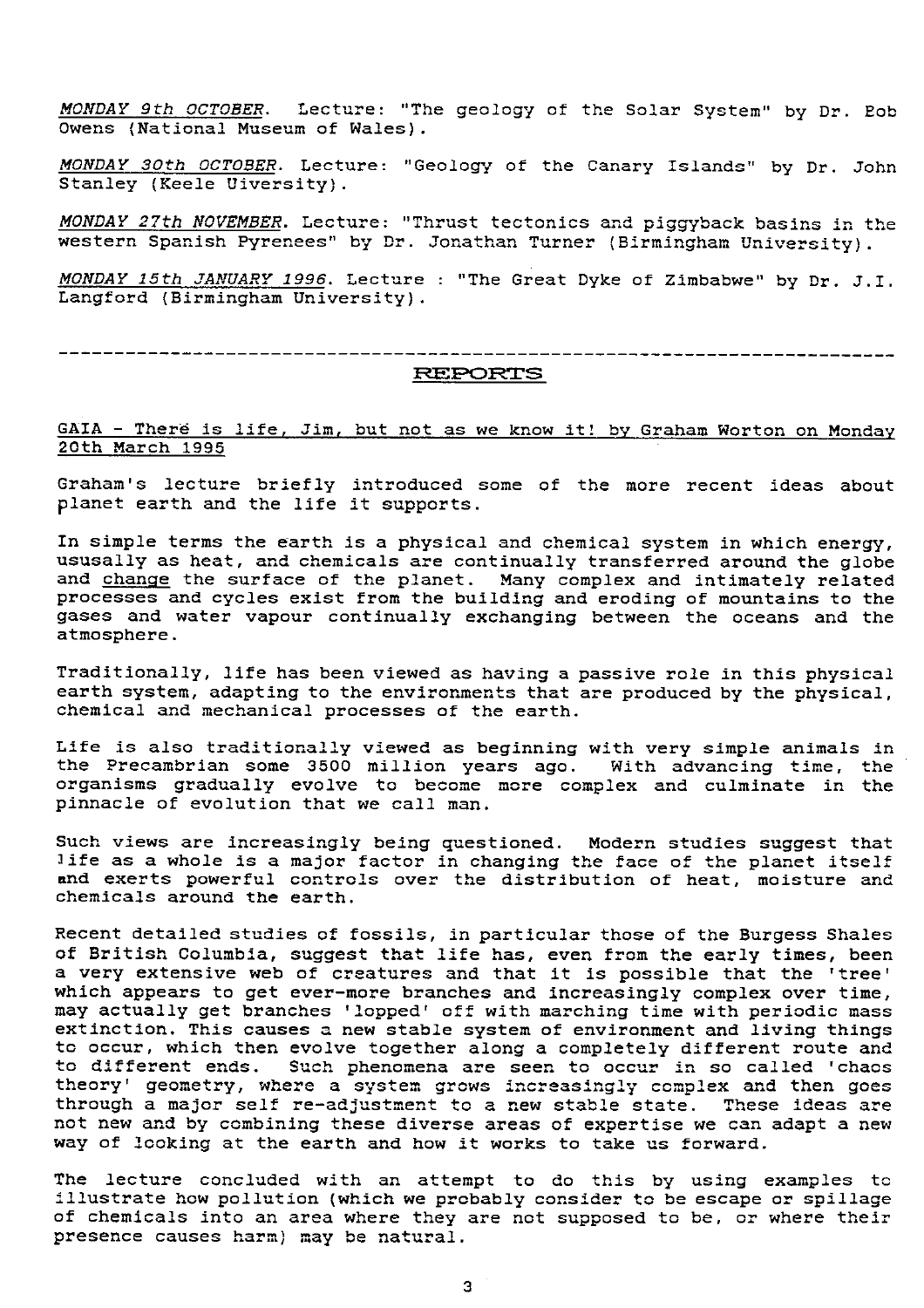*MONDAY 9th OCTOBER*. Lecture: "The geology of the Solar System" by Dr. Bob Owens (National Museum of Wales).

*MONDAY 30th OCTOBER*. Lecture: "Geology of the Canary Islands" by Dr. John Stanley (Keele Uiversity).

*MONDAY 27th NOVEMBER*. Lecture: "Thrust tectonics and piggyback basins in the western Spanish Pyrenees" by Dr. Jonathan Turner (Birmingham University).

*MONDAY 15th JANUARY 1996*. Lecture : "The Great Dyke of Zimbabwe" by Dr. J.I. Langford (Birmingham University).

---

## REPORTS

### GAIA - There is life, Jim, but not as we know it! by Graham Worton on Monday 20th March 1995

Graham's lecture briefly introduced some of the more recent ideas about planet earth and the life it supports.

In simple terms the earth is a physical and chemical system in which energy, ususally as heat, and chemicals are continually transferred around the globe and change the surface of the planet. Many complex and intimately related processes and cycles exist from the building and eroding of mountains to the gases and water vapour continually exchanging between the oceans and the atmosphere.

Traditionally, life has been viewed as having a passive role in this physical earth system, adapting to the environments that are produced by the physical, chemical and mechanical processes of the earth.

Life is also traditionally viewed as beginning with very simple animals in the Precambrian some 3500 million years ago. With advancing time, the organisms gradually evolve to become more complex and culminate in the pinnacle of evolution that we call man.

Such views are increasingly being questioned. Modern studies suggest that life as a whole is a major factor in changing the face of the planet itself and exerts powerful controls over the distribution of heat, moisture and chemicals around the earth.

Recent detailed studies of fossils, in particular those of the Burgess Shales of British Columbia, suggest that life has, even from the early times, been a very extensive web of creatures and that it is possible that the 'tree' which appears to get ever-more branches and increasingly complex over time, may actually get branches 'lopped' off with marching time with periodic mass extinction. This causes a new stable system of environment and living things to occur, which then evolve together along a completely different route and to different ends. Such phenomena are seen to occur in so called 'chaos theory' geometry, where a system grows increasingly complex and then goes through a major self re-adjustment to a new stable state. These ideas are not new and by combining these diverse areas of expertise we can adapt a new way of looking at the earth and how it works to take us forward.

The lecture concluded with an attempt to do this by using examples to illustrate how pollution (which we probably consider to be escape or spillage of chemicals into an area where they are not supposed to be, or where their presence causes harm) may be natural.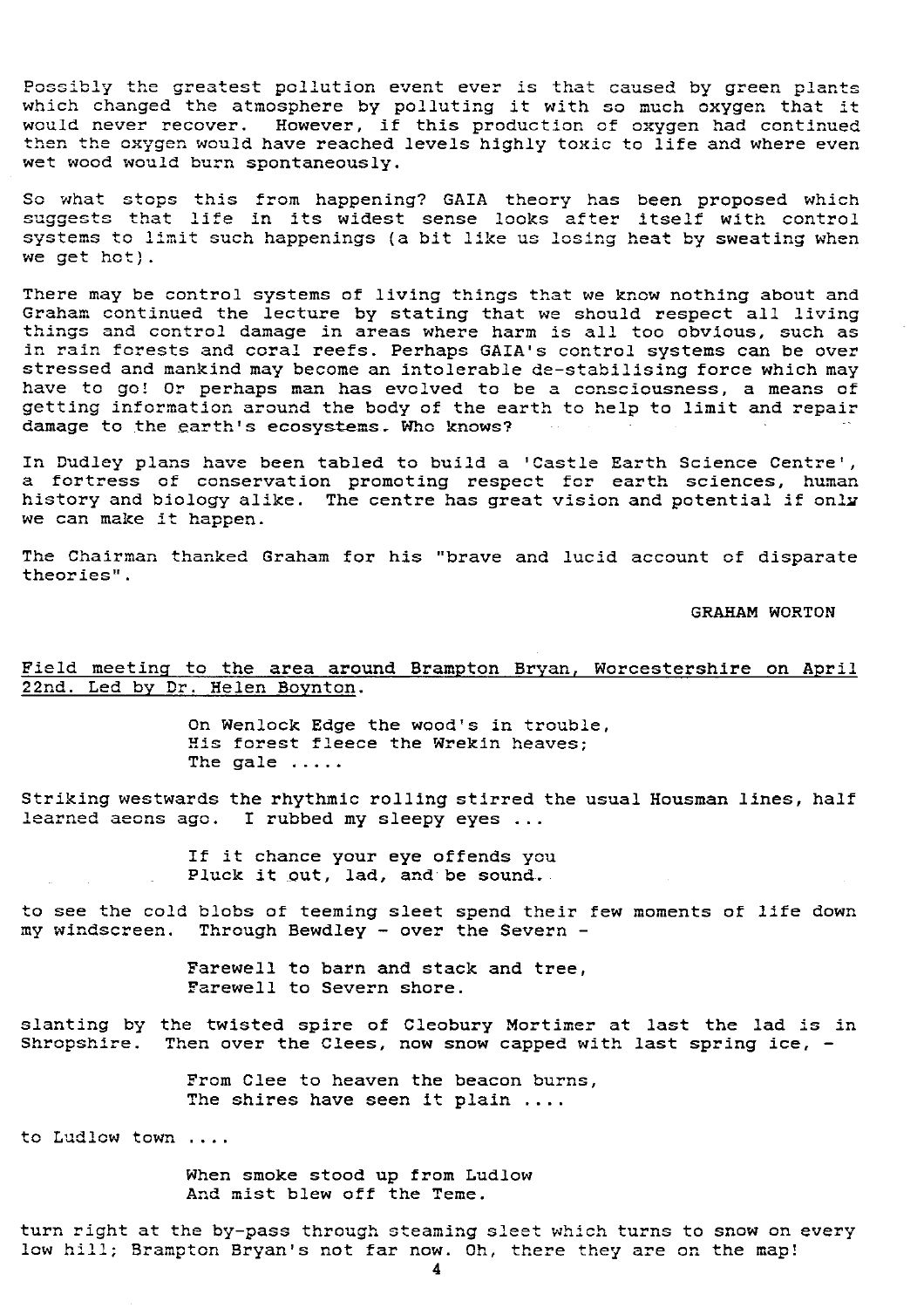Possibly the greatest pollution event ever is that caused by green plants which changed the atmosphere by polluting it with so much oxygen that it would never recover. However, if this production of oxygen had continued then the oxygen would have reached levels highly toxic to life and where even wet wood would burn spontaneously.

So what stops this from happening? GAIA theory has been proposed which suggests that life in its widest sense looks after itself with control systems to limit such happenings (a bit like us losing heat by sweating when we get hot).

There may be control systems of living things that we know nothing about and Graham continued the lecture by stating that we should respect all living things and control damage in areas where harm is all too obvious, such as in rain forests and coral reefs. Perhaps GAIA's control systems can be over stressed and mankind may become an intolerable de-stabilising force which may have to go! Or perhaps man has evolved to be a consciousness, a means of getting information around the body of the earth to help to limit and repair damage to the earth's ecosystems. Who knows?

In Dudley plans have been tabled to build a 'Castle Earth Science Centre', a fortress of conservation promoting respect for earth sciences, human history and biology alike. The centre has great vision and potential if only we can make it happen.

The Chairman thanked Graham for his "brave and lucid account of disparate theories".

GRAHAM WORTON

<u>Field meeting to the area around Brampton Bryan, Worcestershire on April 22nd. Led by Dr. Helen Boynton.</u>

> On Wenlock Edge the wood's in trouble,
> His forest fleece the Wrekin heaves;
> The gale .....

Striking westwards the rhythmic rolling stirred the usual Housman lines, half learned aeons ago. I rubbed my sleepy eyes ...

> If it chance your eye offends you
> Pluck it out, lad, and be sound.

to see the cold blobs of teeming sleet spend their few moments of life down my windscreen. Through Bewdley - over the Severn -

> Farewell to barn and stack and tree,
> Farewell to Severn shore.

slanting by the twisted spire of Cleobury Mortimer at last the lad is in Shropshire. Then over the Clees, now snow capped with last spring ice, -

> From Clee to heaven the beacon burns,
> The shires have seen it plain ....

to Ludlow town ....

> When smoke stood up from Ludlow
> And mist blew off the Teme.

turn right at the by-pass through steaming sleet which turns to snow on every low hill; Brampton Bryan's not far now. Oh, there they are on the map!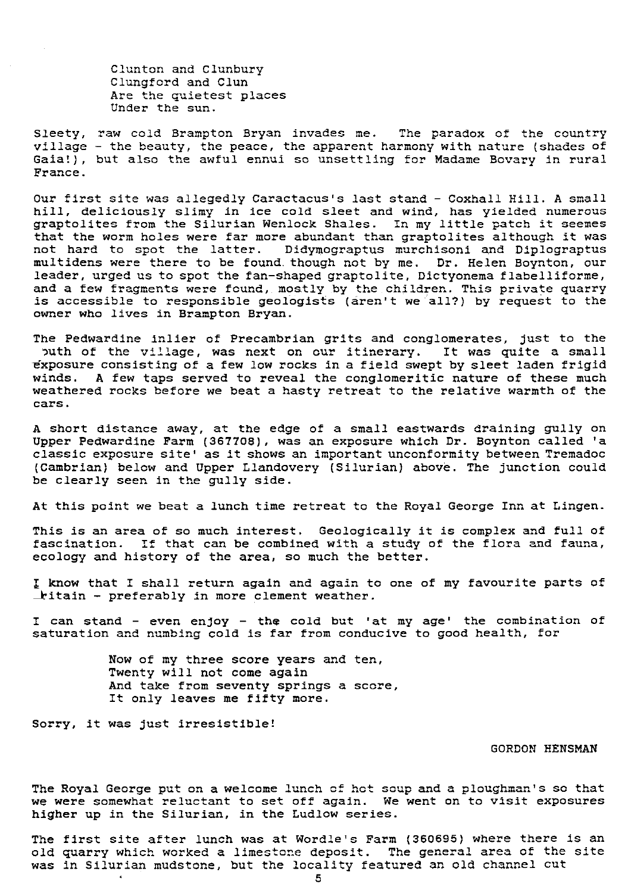Clunton and Clunbury  
Clungford and Clun  
Are the quietest places  
Under the sun.

Sleety, raw cold Brampton Bryan invades me. The paradox of the country village - the beauty, the peace, the apparent harmony with nature (shades of Gaia!), but also the awful ennui so unsettling for Madame Bovary in rural France.

Our first site was allegedly Caractacus's last stand - Coxhall Hill. A small hill, deliciously slimy in ice cold sleet and wind, has yielded numerous graptolites from the Silurian Wenlock Shales. In my little patch it seemes that the worm holes were far more abundant than graptolites although it was not hard to spot the latter. Didymograptus murchisoni and Diplograptus multidens were there to be found though not by me. Dr. Helen Boynton, our leader, urged us to spot the fan-shaped graptolite, Dictyonema flabelliforme, and a few fragments were found, mostly by the children. This private quarry is accessible to responsible geologists (aren't we all?) by request to the owner who lives in Brampton Bryan.

The Pedwardine inlier of Precambrian grits and conglomerates, just to the south of the village, was next on our itinerary. It was quite a small exposure consisting of a few low rocks in a field swept by sleet laden frigid winds. A few taps served to reveal the conglomeritic nature of these much weathered rocks before we beat a hasty retreat to the relative warmth of the cars.

A short distance away, at the edge of a small eastwards draining gully on Upper Pedwardine Farm (367708), was an exposure which Dr. Boynton called 'a classic exposure site' as it shows an important unconformity between Tremadoc (Cambrian) below and Upper Llandovery (Silurian) above. The junction could be clearly seen in the gully side.

At this point we beat a lunch time retreat to the Royal George Inn at Lingen.

This is an area of so much interest. Geologically it is complex and full of fascination. If that can be combined with a study of the flora and fauna, ecology and history of the area, so much the better.

I know that I shall return again and again to one of my favourite parts of Britain - preferably in more clement weather.

I can stand - even enjoy - the cold but 'at my age' the combination of saturation and numbing cold is far from conducive to good health, for

Now of my three score years and ten,  
Twenty will not come again  
And take from seventy springs a score,  
It only leaves me fifty more.

Sorry, it was just irresistible!

GORDON HENSMAN

The Royal George put on a welcome lunch of hot soup and a ploughman's so that we were somewhat reluctant to set off again. We went on to visit exposures higher up in the Silurian, in the Ludlow series.

The first site after lunch was at Wordle's Farm (360695) where there is an old quarry which worked a limestone deposit. The general area of the site was in Silurian mudstone, but the locality featured an old channel cut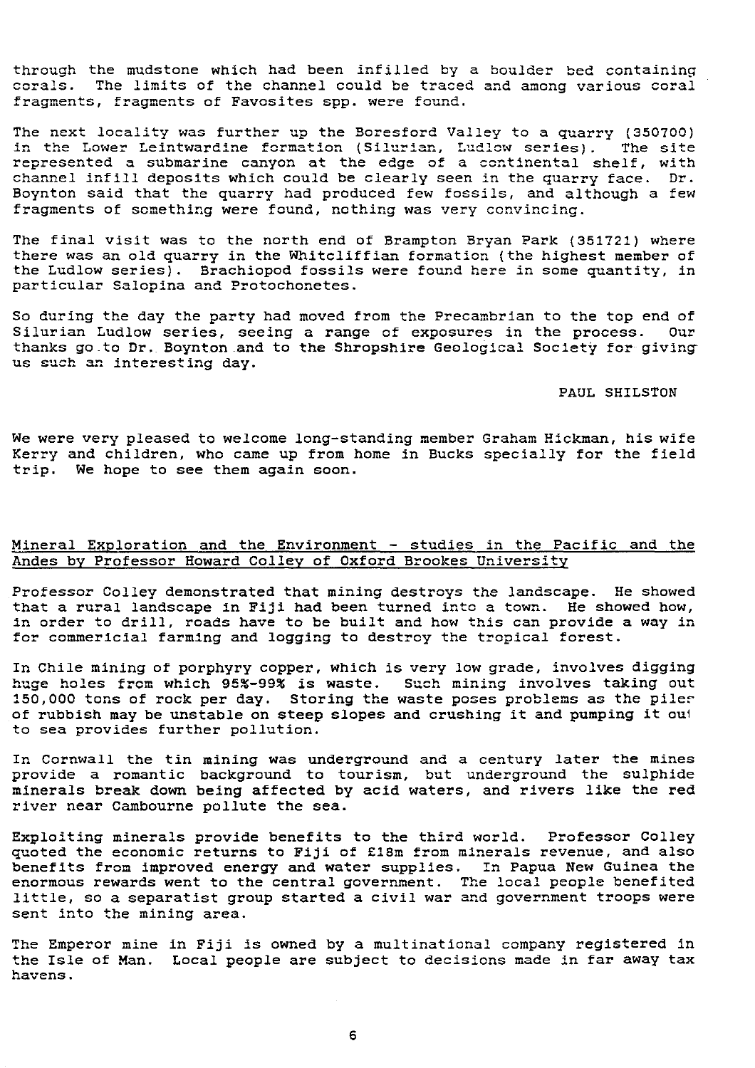through the mudstone which had been infilled by a boulder bed containing corals. The limits of the channel could be traced and among various coral fragments, fragments of Favosites spp. were found.

The next locality was further up the Boresford Valley to a quarry (350700) in the Lower Leintwardine formation (Silurian, Ludlow series). The site represented a submarine canyon at the edge of a continental shelf, with channel infill deposits which could be clearly seen in the quarry face. Dr. Boynton said that the quarry had produced few fossils, and although a few fragments of something were found, nothing was very convincing.

The final visit was to the north end of Brampton Bryan Park (351721) where there was an old quarry in the Whitcliffian formation (the highest member of the Ludlow series). Brachiopod fossils were found here in some quantity, in particular Salopina and Protochonetes.

So during the day the party had moved from the Precambrian to the top end of Silurian Ludlow series, seeing a range of exposures in the process. Our thanks go to Dr. Boynton and to the Shropshire Geological Society for giving us such an interesting day.

PAUL SHILSTON

We were very pleased to welcome long-standing member Graham Hickman, his wife Kerry and children, who came up from home in Bucks specially for the field trip. We hope to see them again soon.

## Mineral Exploration and the Environment - studies in the Pacific and the Andes by Professor Howard Colley of Oxford Brookes University

Professor Colley demonstrated that mining destroys the landscape. He showed that a rural landscape in Fiji had been turned into a town. He showed how, in order to drill, roads have to be built and how this can provide a way in for commericial farming and logging to destroy the tropical forest.

In Chile mining of porphyry copper, which is very low grade, involves digging huge holes from which 95%-99% is waste. Such mining involves taking out 150,000 tons of rock per day. Storing the waste poses problems as the piles of rubbish may be unstable on steep slopes and crushing it and pumping it out to sea provides further pollution.

In Cornwall the tin mining was underground and a century later the mines provide a romantic background to tourism, but underground the sulphide minerals break down being affected by acid waters, and rivers like the red river near Cambourne pollute the sea.

Exploiting minerals provide benefits to the third world. Professor Colley quoted the economic returns to Fiji of £18m from minerals revenue, and also benefits from improved energy and water supplies. In Papua New Guinea the enormous rewards went to the central government. The local people benefited little, so a separatist group started a civil war and government troops were sent into the mining area.

The Emperor mine in Fiji is owned by a multinational company registered in the Isle of Man. Local people are subject to decisions made in far away tax havens.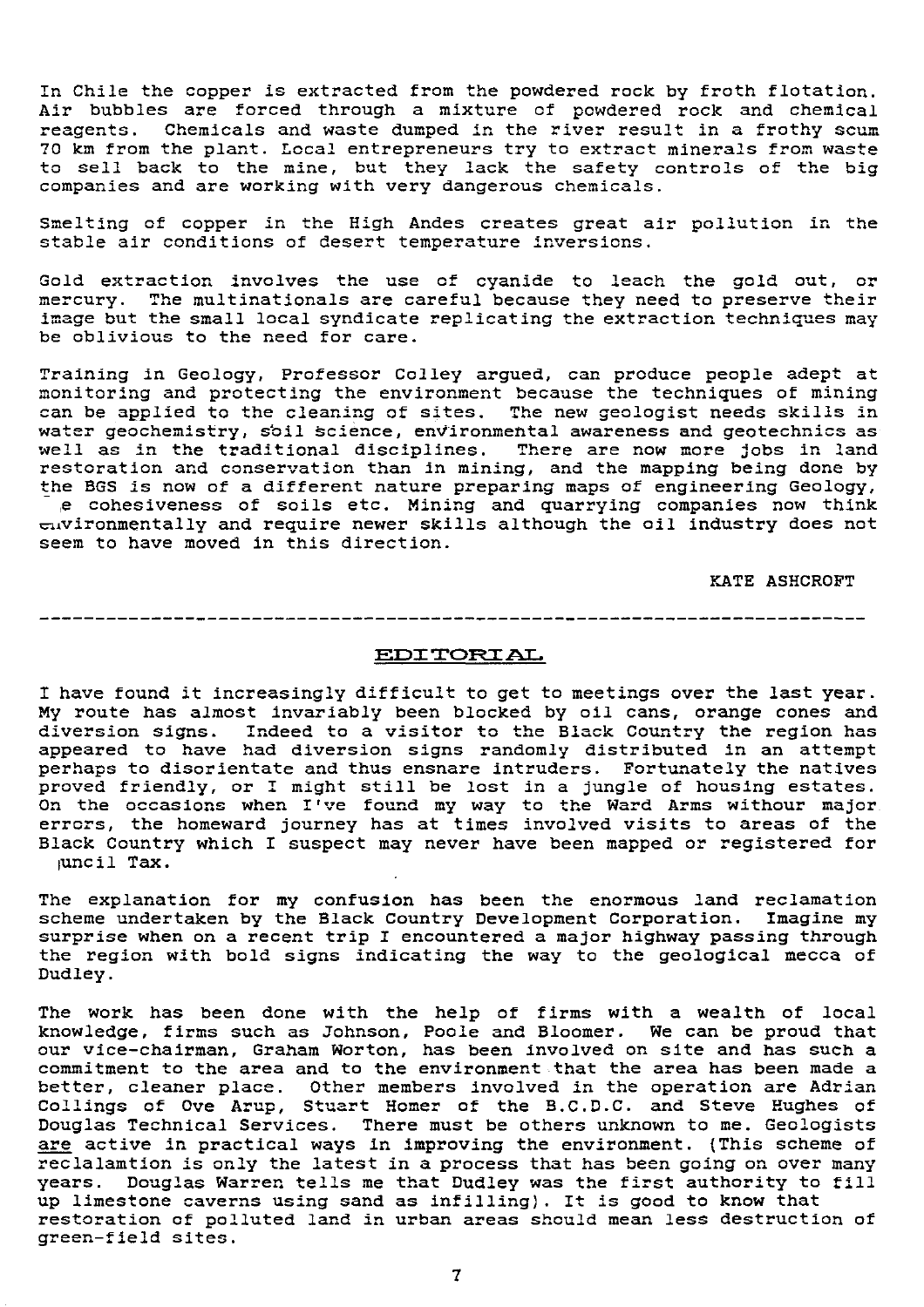In Chile the copper is extracted from the powdered rock by froth flotation. Air bubbles are forced through a mixture of powdered rock and chemical reagents. Chemicals and waste dumped in the river result in a frothy scum 70 km from the plant. Local entrepreneurs try to extract minerals from waste to sell back to the mine, but they lack the safety controls of the big companies and are working with very dangerous chemicals.

Smelting of copper in the High Andes creates great air pollution in the stable air conditions of desert temperature inversions.

Gold extraction involves the use of cyanide to leach the gold out, or mercury. The multinationals are careful because they need to preserve their image but the small local syndicate replicating the extraction techniques may be oblivious to the need for care.

Training in Geology, Professor Colley argued, can produce people adept at monitoring and protecting the environment because the techniques of mining can be applied to the cleaning of sites. The new geologist needs skills in water geochemistry, soil science, environmental awareness and geotechnics as well as in the traditional disciplines. There are now more jobs in land restoration and conservation than in mining, and the mapping being done by the BGS is now of a different nature preparing maps of engineering Geology, e cohesiveness of soils etc. Mining and quarrying companies now think environmentally and require newer skills although the oil industry does not seem to have moved in this direction.

KATE ASHCROFT

---

## EDITORIAL

I have found it increasingly difficult to get to meetings over the last year. My route has almost invariably been blocked by oil cans, orange cones and diversion signs. Indeed to a visitor to the Black Country the region has appeared to have had diversion signs randomly distributed in an attempt perhaps to disorientate and thus ensnare intruders. Fortunately the natives proved friendly, or I might still be lost in a jungle of housing estates. On the occasions when I've found my way to the Ward Arms withour major errors, the homeward journey has at times involved visits to areas of the Black Country which I suspect may never have been mapped or registered for uncil Tax.

The explanation for my confusion has been the enormous land reclamation scheme undertaken by the Black Country Development Corporation. Imagine my surprise when on a recent trip I encountered a major highway passing through the region with bold signs indicating the way to the geological mecca of Dudley.

The work has been done with the help of firms with a wealth of local knowledge, firms such as Johnson, Poole and Bloomer. We can be proud that our vice-chairman, Graham Worton, has been involved on site and has such a commitment to the area and to the environment that the area has been made a better, cleaner place. Other members involved in the operation are Adrian Collings of Ove Arup, Stuart Homer of the B.C.D.C. and Steve Hughes of Douglas Technical Services. There must be others unknown to me. Geologists <u>are</u> active in practical ways in improving the environment. (This scheme of reclalamtion is only the latest in a process that has been going on over many years. Douglas Warren tells me that Dudley was the first authority to fill up limestone caverns using sand as infilling). It is good to know that restoration of polluted land in urban areas should mean less destruction of green-field sites.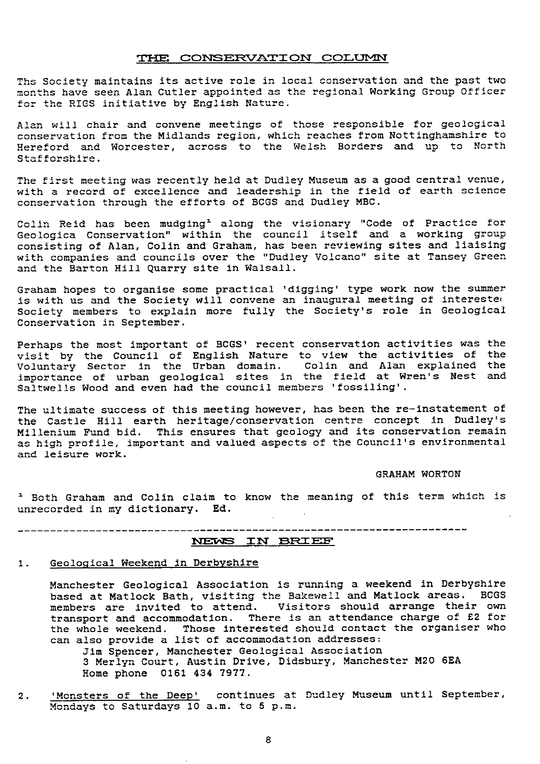## THE CONSERVATION COLUMN

The Society maintains its active role in local conservation and the past two months have seen Alan Cutler appointed as the regional Working Group Officer for the RIGS initiative by English Nature.

Alan will chair and convene meetings of those responsible for geological conservation from the Midlands region, which reaches from Nottinghamshire to Hereford and Worcester, across to the Welsh Borders and up to North Staffordshire.

The first meeting was recently held at Dudley Museum as a good central venue, with a record of excellence and leadership in the field of earth science conservation through the efforts of BCGS and Dudley MBC.

Colin Reid has been mudging[1] along the visionary "Code of Practice for Geologica Conservation" within the council itself and a working group consisting of Alan, Colin and Graham, has been reviewing sites and liaising with companies and councils over the "Dudley Volcano" site at Tansey Green and the Barton Hill Quarry site in Walsall.

Graham hopes to organise some practical 'digging' type work now the summer is with us and the Society will convene an inaugural meeting of intereste Society members to explain more fully the Society's role in Geological Conservation in September.

Perhaps the most important of BCGS' recent conservation activities was the visit by the Council of English Nature to view the activities of the Voluntary Sector in the Urban domain. Colin and Alan explained the importance of urban geological sites in the field at Wren's Nest and Saltwells Wood and even had the council members 'fossiling'.

The ultimate success of this meeting however, has been the re-instatement of the Castle Hill earth heritage/conservation centre concept in Dudley's Millenium Fund bid. This ensures that geology and its conservation remain as high profile, important and valued aspects of the Council's environmental and leisure work.

GRAHAM WORTON

[1] Both Graham and Colin claim to know the meaning of this term which is unrecorded in my dictionary. Ed.

---

## NEWS IN BRIEF

1. Geological Weekend in Derbyshire

   Manchester Geological Association is running a weekend in Derbyshire based at Matlock Bath, visiting the Bakewell and Matlock areas. BCGS members are invited to attend. Visitors should arrange their own transport and accommodation. There is an attendance charge of £2 for the whole weekend. Those interested should contact the organiser who can also provide a list of accommodation addresses:
   Jim Spencer, Manchester Geological Association
   3 Merlyn Court, Austin Drive, Didsbury, Manchester M20 6EA
   Home phone 0161 434 7977.

2. 'Monsters of the Deep' continues at Dudley Museum until September, Mondays to Saturdays 10 a.m. to 5 p.m.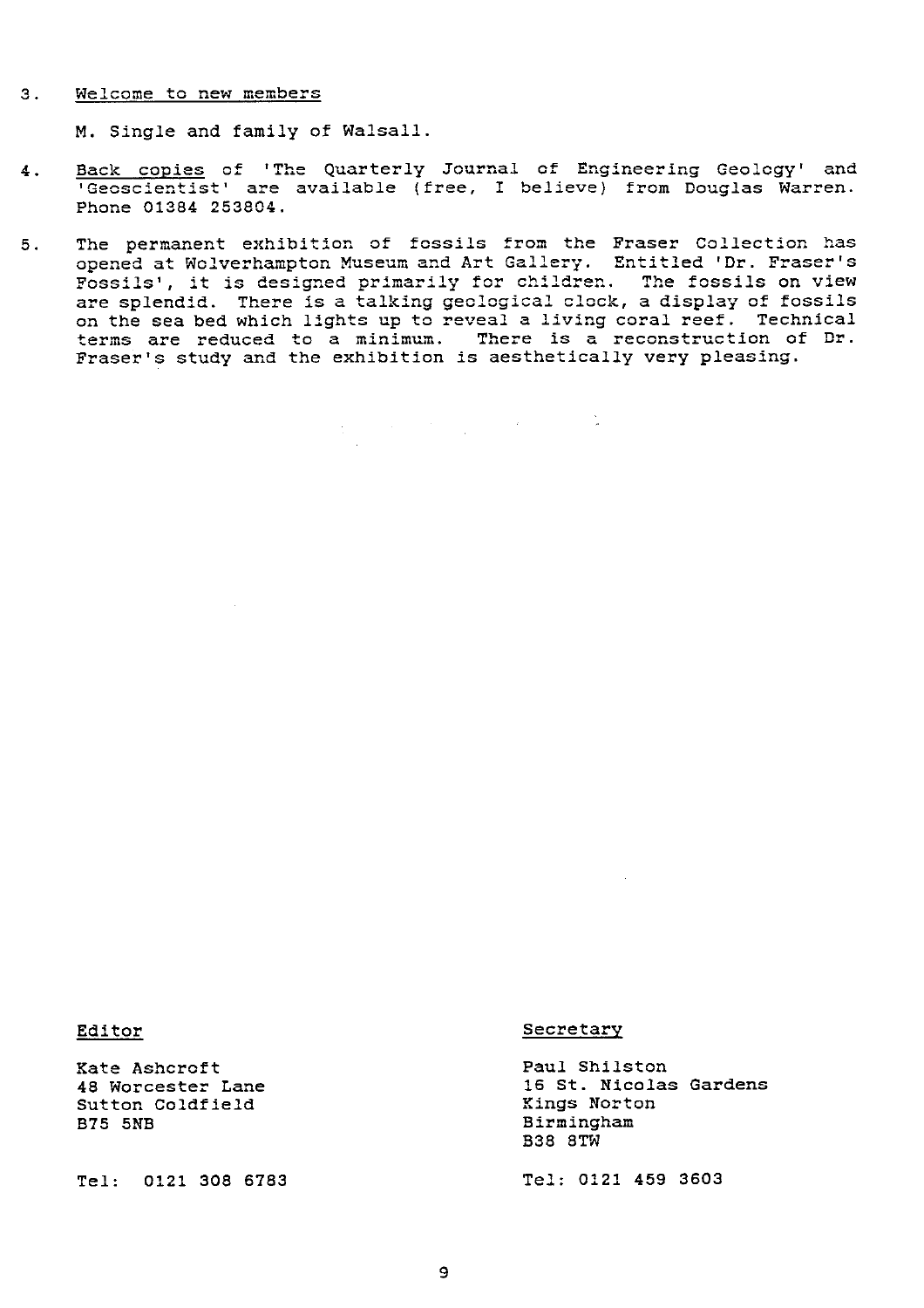3. <u>Welcome to new members</u>

   M. Single and family of Walsall.

4. <u>Back copies</u> of 'The Quarterly Journal of Engineering Geology' and 'Geoscientist' are available (free, I believe) from Douglas Warren. Phone 01384 253804.

5. The permanent exhibition of fossils from the Fraser Collection has opened at Wolverhampton Museum and Art Gallery. Entitled 'Dr. Fraser's Fossils', it is designed primarily for children. The fossils on view are splendid. There is a talking geological clock, a display of fossils on the sea bed which lights up to reveal a living coral reef. Technical terms are reduced to a minimum. There is a reconstruction of Dr. Fraser's study and the exhibition is aesthetically very pleasing.

<u>Editor</u>

Kate Ashcroft
48 Worcester Lane
Sutton Coldfield
B75 5NB

Tel: 0121 308 6783

<u>Secretary</u>

Paul Shilston
16 St. Nicolas Gardens
Kings Norton
Birmingham
B38 8TW

Tel: 0121 459 3603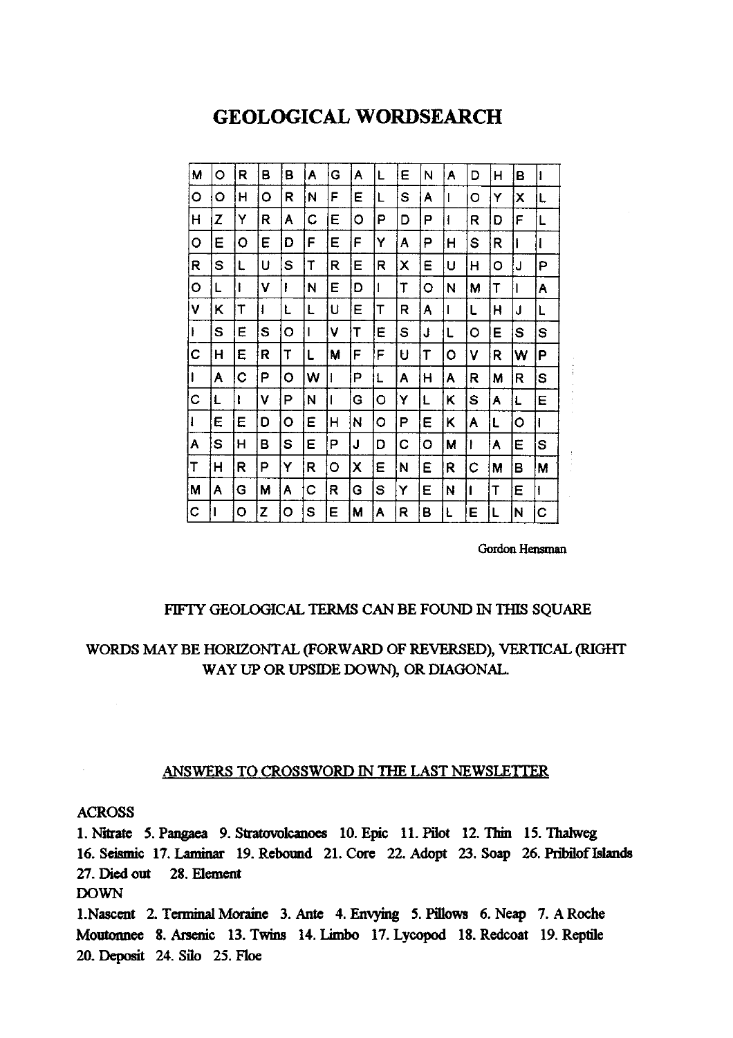# GEOLOGICAL WORDSEARCH

| | | | | | | | | | | | | | | | |
|---|---|---|---|---|---|---|---|---|---|---|---|---|---|---|---|
| M | O | R | B | B | A | G | A | L | E | N | A | D | H | B | I |
| O | O | H | O | R | N | F | E | L | S | A | I | O | Y | X | L |
| H | Z | Y | R | A | C | E | O | P | D | P | I | R | D | F | L |
| O | E | O | E | D | F | E | F | Y | A | P | H | S | R | I | I |
| R | S | L | U | S | T | R | E | R | X | E | U | H | O | J | P |
| O | L | I | V | I | N | E | D | I | T | O | N | M | T | I | A |
| V | K | T | I | L | L | U | E | T | R | A | I | L | H | J | L |
| I | S | E | S | O | I | V | T | E | S | J | L | O | E | S | S |
| C | H | E | R | T | L | M | F | F | U | T | O | V | R | W | P |
| I | A | C | P | O | W | I | P | L | A | H | A | R | M | R | S |
| C | L | I | V | P | N | I | G | O | Y | L | K | S | A | L | E |
| I | E | E | D | O | E | H | N | O | P | E | K | A | L | O | I |
| A | S | H | B | S | E | P | J | D | C | O | M | I | A | E | S |
| T | H | R | P | Y | R | O | X | E | N | E | R | C | M | B | M |
| M | A | G | M | A | C | R | G | S | Y | E | N | I | T | E | I |
| C | I | O | Z | O | S | E | M | A | R | B | L | E | L | N | C |

Gordon Hensman

FIFTY GEOLOGICAL TERMS CAN BE FOUND IN THIS SQUARE

WORDS MAY BE HORIZONTAL (FORWARD OF REVERSED), VERTICAL (RIGHT WAY UP OR UPSIDE DOWN), OR DIAGONAL.

## ANSWERS TO CROSSWORD IN THE LAST NEWSLETTER

**ACROSS**

1. Nitrate 5. Pangaea 9. Stratovolcanoes 10. Epic 11. Pilot 12. Thin 15. Thalweg 16. Seismic 17. Laminar 19. Rebound 21. Core 22. Adopt 23. Soap 26. Pribilof Islands 27. Died out 28. Element

**DOWN**

1. Nascent 2. Terminal Moraine 3. Ante 4. Envying 5. Pillows 6. Neap 7. A Roche Moutonnee 8. Arsenic 13. Twins 14. Limbo 17. Lycopod 18. Redcoat 19. Reptile 20. Deposit 24. Silo 25. Floe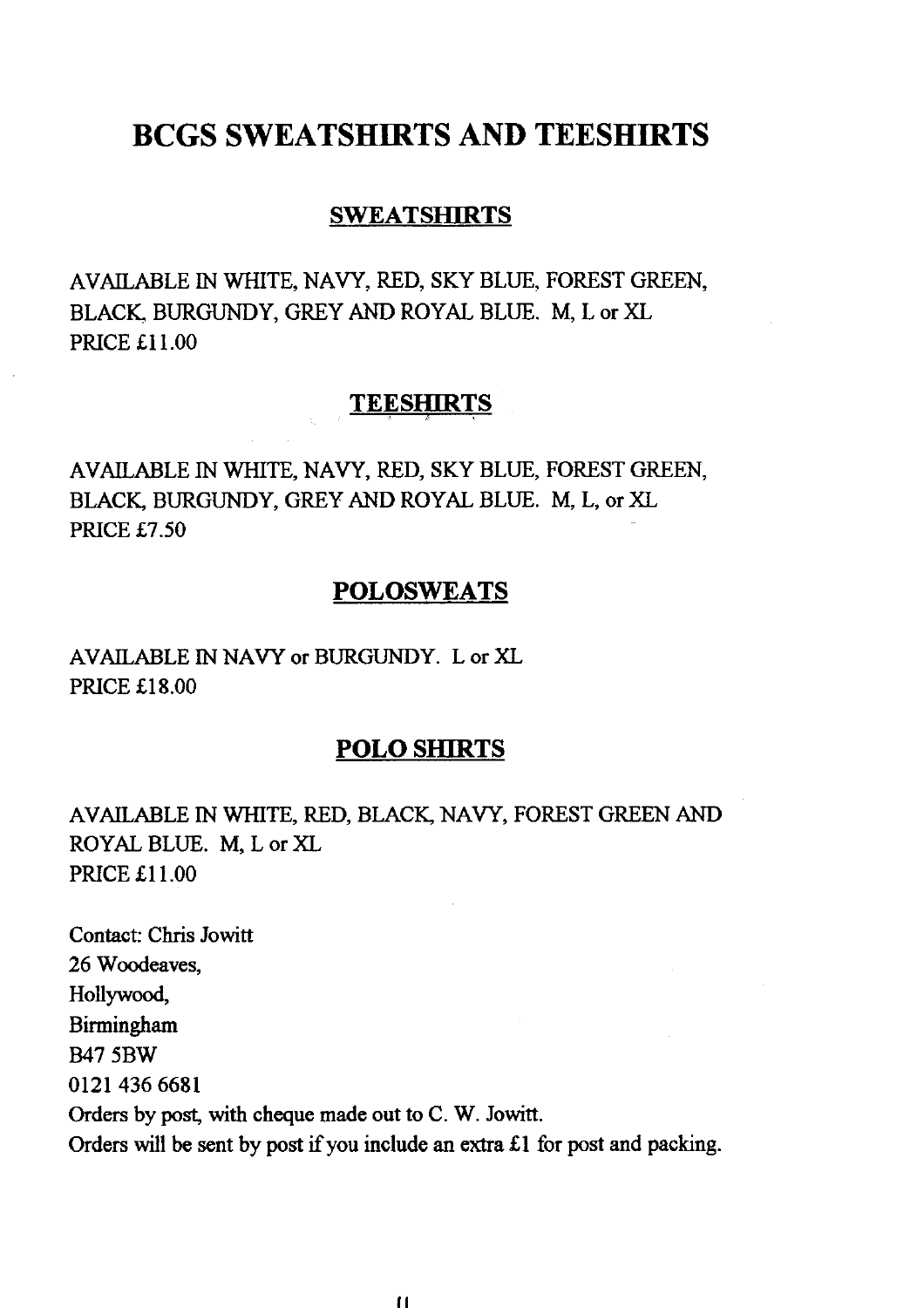# BCGS SWEATSHIRTS AND TEESHIRTS

## SWEATSHIRTS

AVAILABLE IN WHITE, NAVY, RED, SKY BLUE, FOREST GREEN, BLACK, BURGUNDY, GREY AND ROYAL BLUE. M, L or XL
PRICE £11.00

## TEESHIRTS

AVAILABLE IN WHITE, NAVY, RED, SKY BLUE, FOREST GREEN, BLACK, BURGUNDY, GREY AND ROYAL BLUE. M, L, or XL
PRICE £7.50

## POLOSWEATS

AVAILABLE IN NAVY or BURGUNDY. L or XL
PRICE £18.00

## POLO SHIRTS

AVAILABLE IN WHITE, RED, BLACK, NAVY, FOREST GREEN AND ROYAL BLUE. M, L or XL
PRICE £11.00

Contact: Chris Jowitt
26 Woodeaves,
Hollywood,
Birmingham
B47 5BW
0121 436 6681
Orders by post, with cheque made out to C. W. Jowitt.
Orders will be sent by post if you include an extra £1 for post and packing.